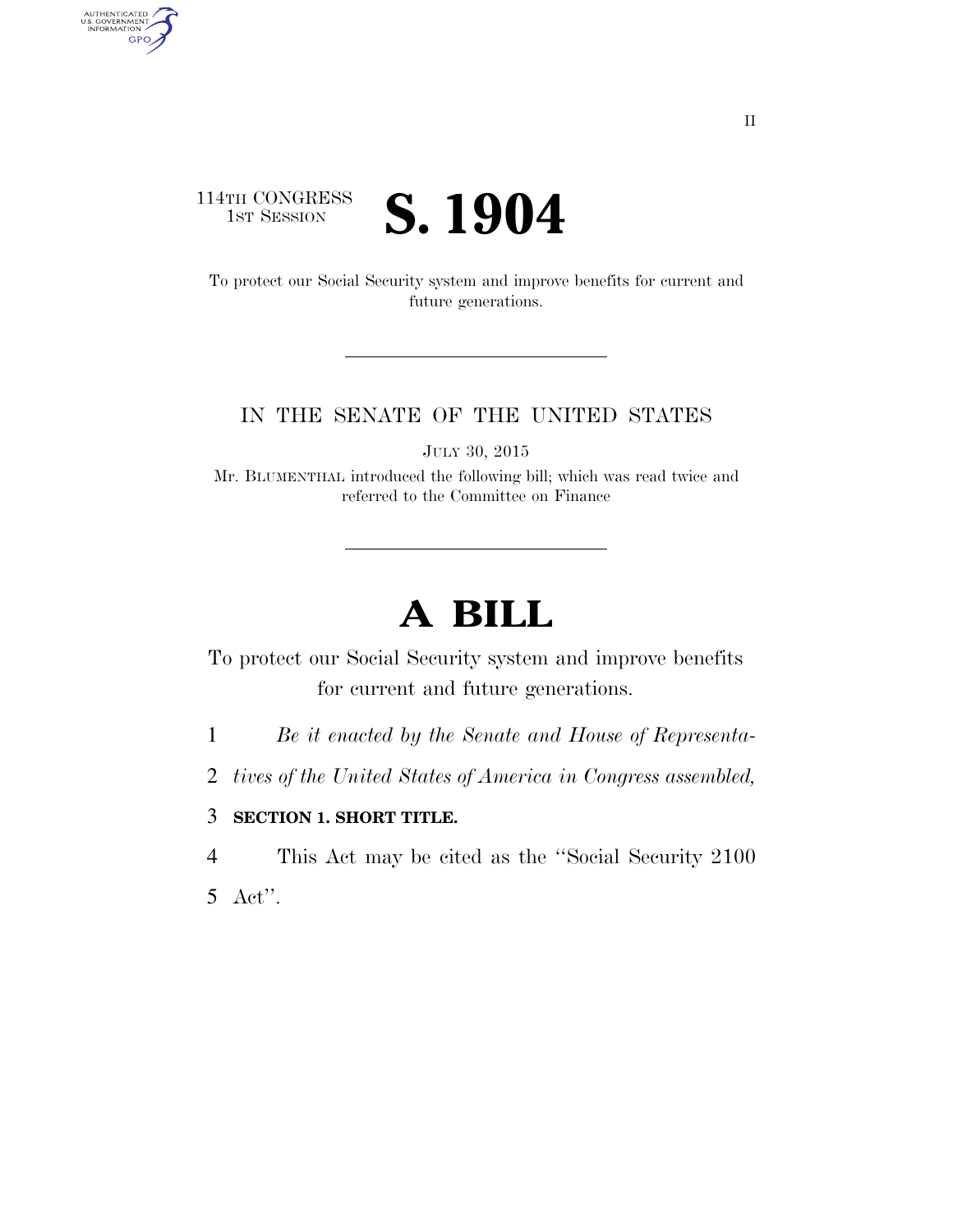114TH CONGRESS
1ST SESSION

# S. 1904

To protect our Social Security system and improve benefits for current and future generations.

IN THE SENATE OF THE UNITED STATES

JULY 30, 2015

Mr. BLUMENTHAL introduced the following bill; which was read twice and referred to the Committee on Finance

# A BILL

To protect our Social Security system and improve benefits for current and future generations.

1 *Be it enacted by the Senate and House of Representa-*
2 *tives of the United States of America in Congress assembled,*

3 **SECTION 1. SHORT TITLE.**

4 This Act may be cited as the ''Social Security 2100
5 Act''.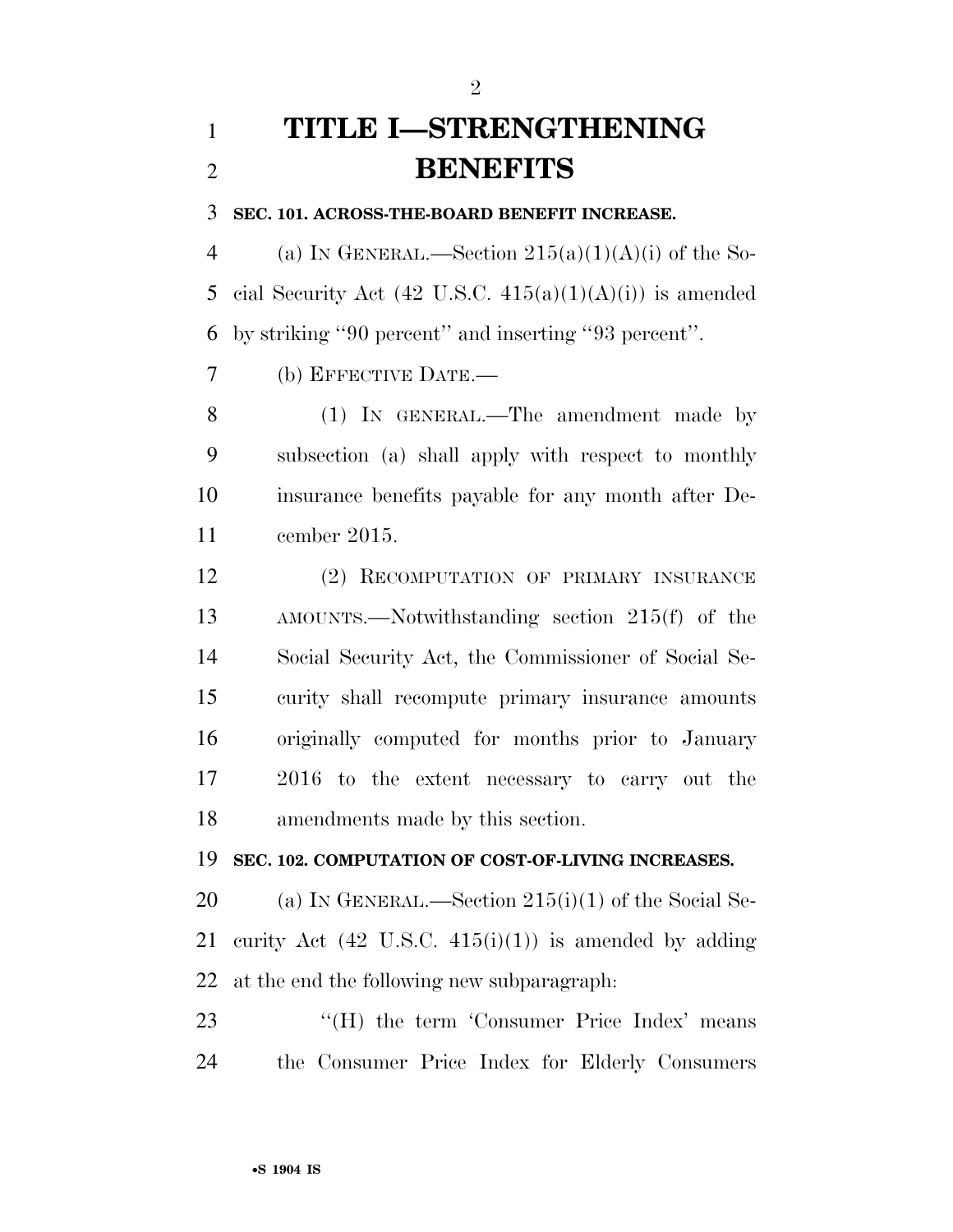# TITLE I—STRENGTHENING BENEFITS

### SEC. 101. ACROSS-THE-BOARD BENEFIT INCREASE.

(a) IN GENERAL.—Section 215(a)(1)(A)(i) of the Social Security Act (42 U.S.C. 415(a)(1)(A)(i)) is amended by striking ''90 percent'' and inserting ''93 percent''.

(b) EFFECTIVE DATE.—

(1) IN GENERAL.—The amendment made by subsection (a) shall apply with respect to monthly insurance benefits payable for any month after December 2015.

(2) RECOMPUTATION OF PRIMARY INSURANCE AMOUNTS.—Notwithstanding section 215(f) of the Social Security Act, the Commissioner of Social Security shall recompute primary insurance amounts originally computed for months prior to January 2016 to the extent necessary to carry out the amendments made by this section.

### SEC. 102. COMPUTATION OF COST-OF-LIVING INCREASES.

(a) IN GENERAL.—Section 215(i)(1) of the Social Security Act (42 U.S.C. 415(i)(1)) is amended by adding at the end the following new subparagraph:

''(H) the term 'Consumer Price Index' means the Consumer Price Index for Elderly Consumers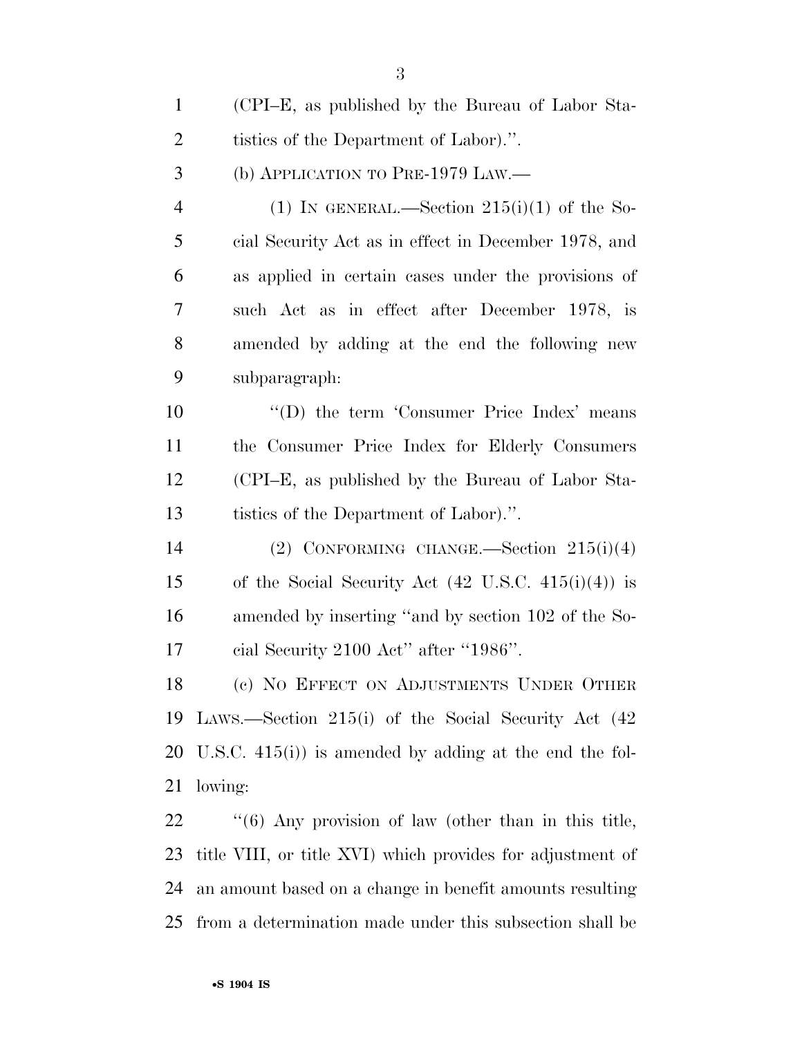(CPI–E, as published by the Bureau of Labor Statistics of the Department of Labor).''.

(b) APPLICATION TO PRE-1979 LAW.—

(1) IN GENERAL.—Section 215(i)(1) of the Social Security Act as in effect in December 1978, and as applied in certain cases under the provisions of such Act as in effect after December 1978, is amended by adding at the end the following new subparagraph:

''(D) the term 'Consumer Price Index' means the Consumer Price Index for Elderly Consumers (CPI–E, as published by the Bureau of Labor Statistics of the Department of Labor).''.

(2) CONFORMING CHANGE.—Section 215(i)(4) of the Social Security Act (42 U.S.C. 415(i)(4)) is amended by inserting ''and by section 102 of the Social Security 2100 Act'' after ''1986''.

(c) NO EFFECT ON ADJUSTMENTS UNDER OTHER LAWS.—Section 215(i) of the Social Security Act (42 U.S.C. 415(i)) is amended by adding at the end the following:

''(6) Any provision of law (other than in this title, title VIII, or title XVI) which provides for adjustment of an amount based on a change in benefit amounts resulting from a determination made under this subsection shall be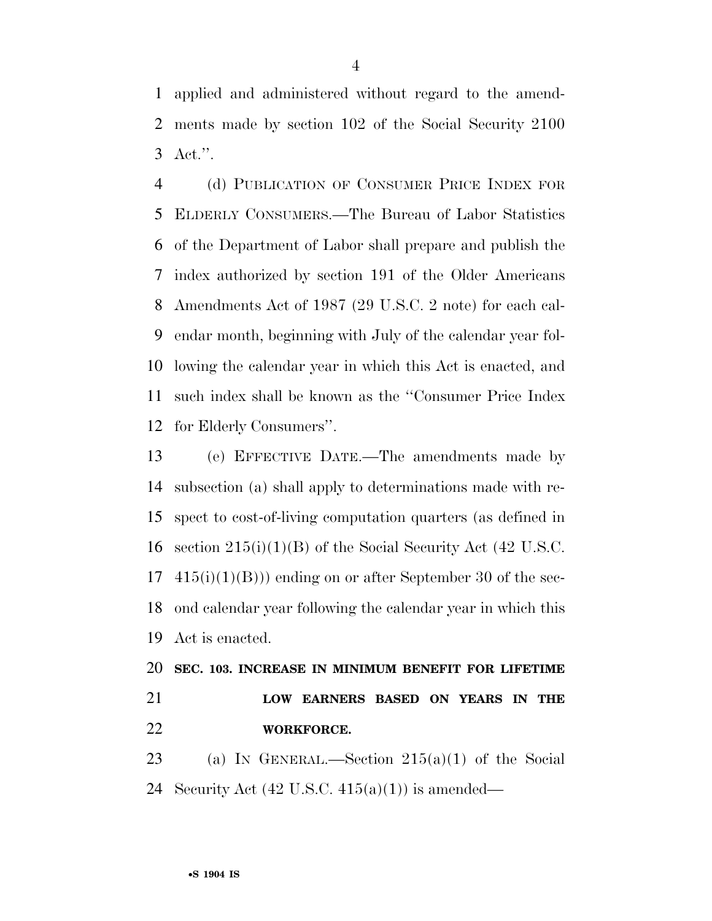applied and administered without regard to the amendments made by section 102 of the Social Security 2100 Act.''.

(d) PUBLICATION OF CONSUMER PRICE INDEX FOR ELDERLY CONSUMERS.—The Bureau of Labor Statistics of the Department of Labor shall prepare and publish the index authorized by section 191 of the Older Americans Amendments Act of 1987 (29 U.S.C. 2 note) for each calendar month, beginning with July of the calendar year following the calendar year in which this Act is enacted, and such index shall be known as the ''Consumer Price Index for Elderly Consumers''.

(e) EFFECTIVE DATE.—The amendments made by subsection (a) shall apply to determinations made with respect to cost-of-living computation quarters (as defined in section 215(i)(1)(B) of the Social Security Act (42 U.S.C. 415(i)(1)(B))) ending on or after September 30 of the second calendar year following the calendar year in which this Act is enacted.

**SEC. 103. INCREASE IN MINIMUM BENEFIT FOR LIFETIME LOW EARNERS BASED ON YEARS IN THE WORKFORCE.**

(a) IN GENERAL.—Section 215(a)(1) of the Social Security Act (42 U.S.C. 415(a)(1)) is amended—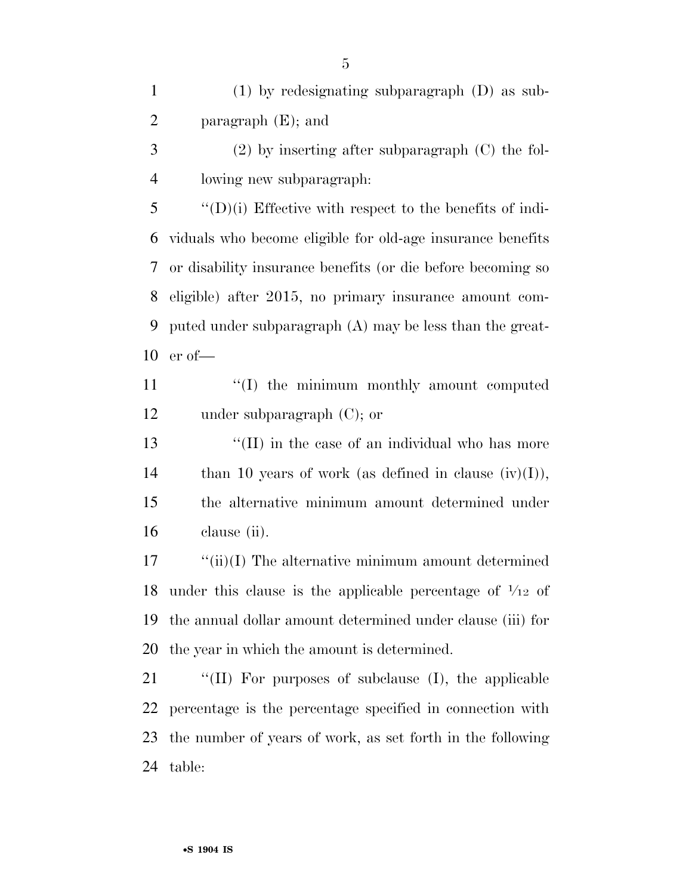(1) by redesignating subparagraph (D) as subparagraph (E); and

(2) by inserting after subparagraph (C) the following new subparagraph:

"(D)(i) Effective with respect to the benefits of individuals who become eligible for old-age insurance benefits or disability insurance benefits (or die before becoming so eligible) after 2015, no primary insurance amount computed under subparagraph (A) may be less than the greater of—

"(I) the minimum monthly amount computed under subparagraph (C); or

"(II) in the case of an individual who has more than 10 years of work (as defined in clause (iv)(I)), the alternative minimum amount determined under clause (ii).

"(ii)(I) The alternative minimum amount determined under this clause is the applicable percentage of $1/12$ of the annual dollar amount determined under clause (iii) for the year in which the amount is determined.

"(II) For purposes of subclause (I), the applicable percentage is the percentage specified in connection with the number of years of work, as set forth in the following table: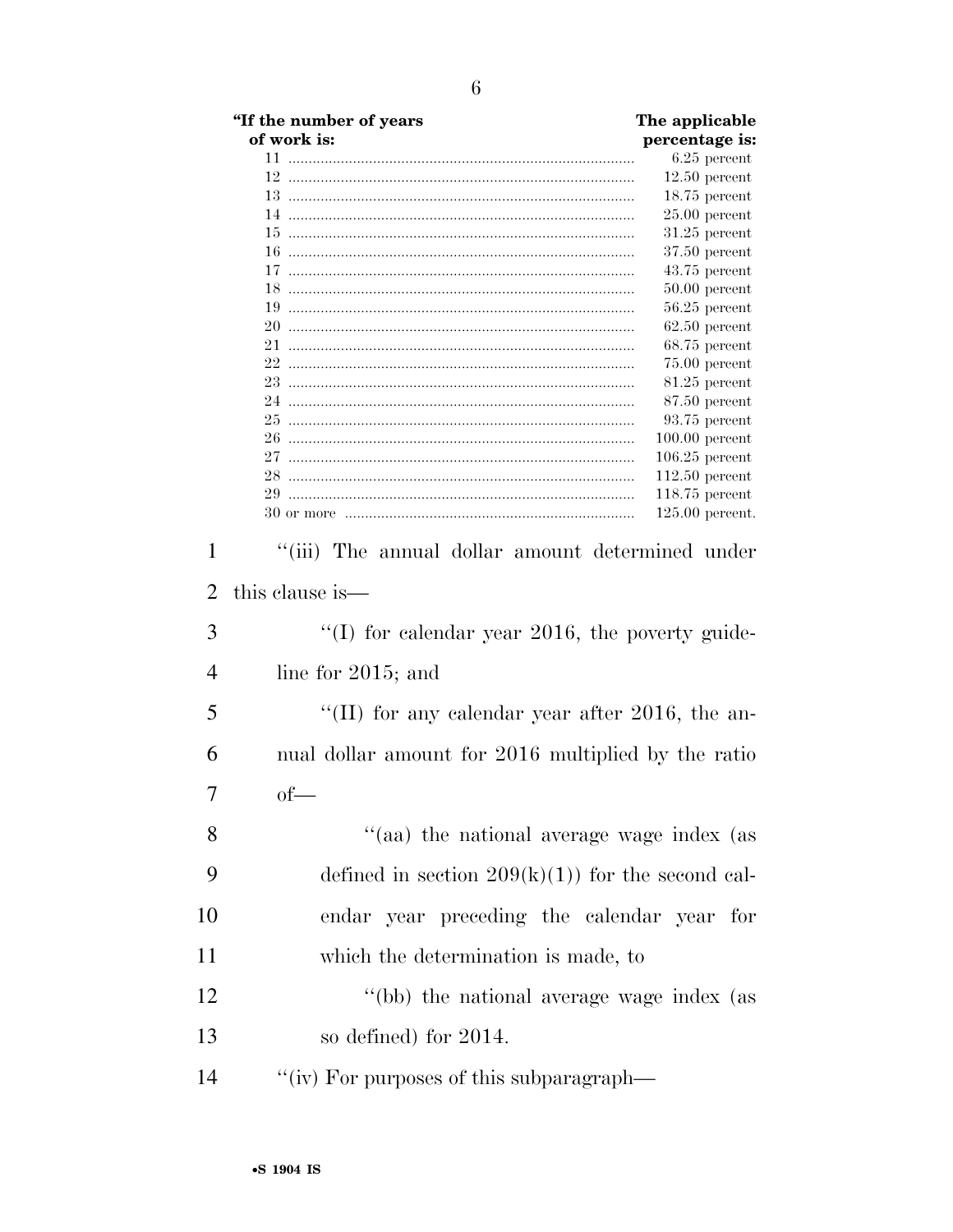| "If the number of years of work is: | The applicable percentage is: |
|---|---|
| 11 | 6.25 percent |
| 12 | 12.50 percent |
| 13 | 18.75 percent |
| 14 | 25.00 percent |
| 15 | 31.25 percent |
| 16 | 37.50 percent |
| 17 | 43.75 percent |
| 18 | 50.00 percent |
| 19 | 56.25 percent |
| 20 | 62.50 percent |
| 21 | 68.75 percent |
| 22 | 75.00 percent |
| 23 | 81.25 percent |
| 24 | 87.50 percent |
| 25 | 93.75 percent |
| 26 | 100.00 percent |
| 27 | 106.25 percent |
| 28 | 112.50 percent |
| 29 | 118.75 percent |
| 30 or more | 125.00 percent. |

''(iii) The annual dollar amount determined under this clause is—

''(I) for calendar year 2016, the poverty guideline for 2015; and

''(II) for any calendar year after 2016, the annual dollar amount for 2016 multiplied by the ratio of—

''(aa) the national average wage index (as defined in section 209(k)(1)) for the second calendar year preceding the calendar year for which the determination is made, to

''(bb) the national average wage index (as so defined) for 2014.

''(iv) For purposes of this subparagraph—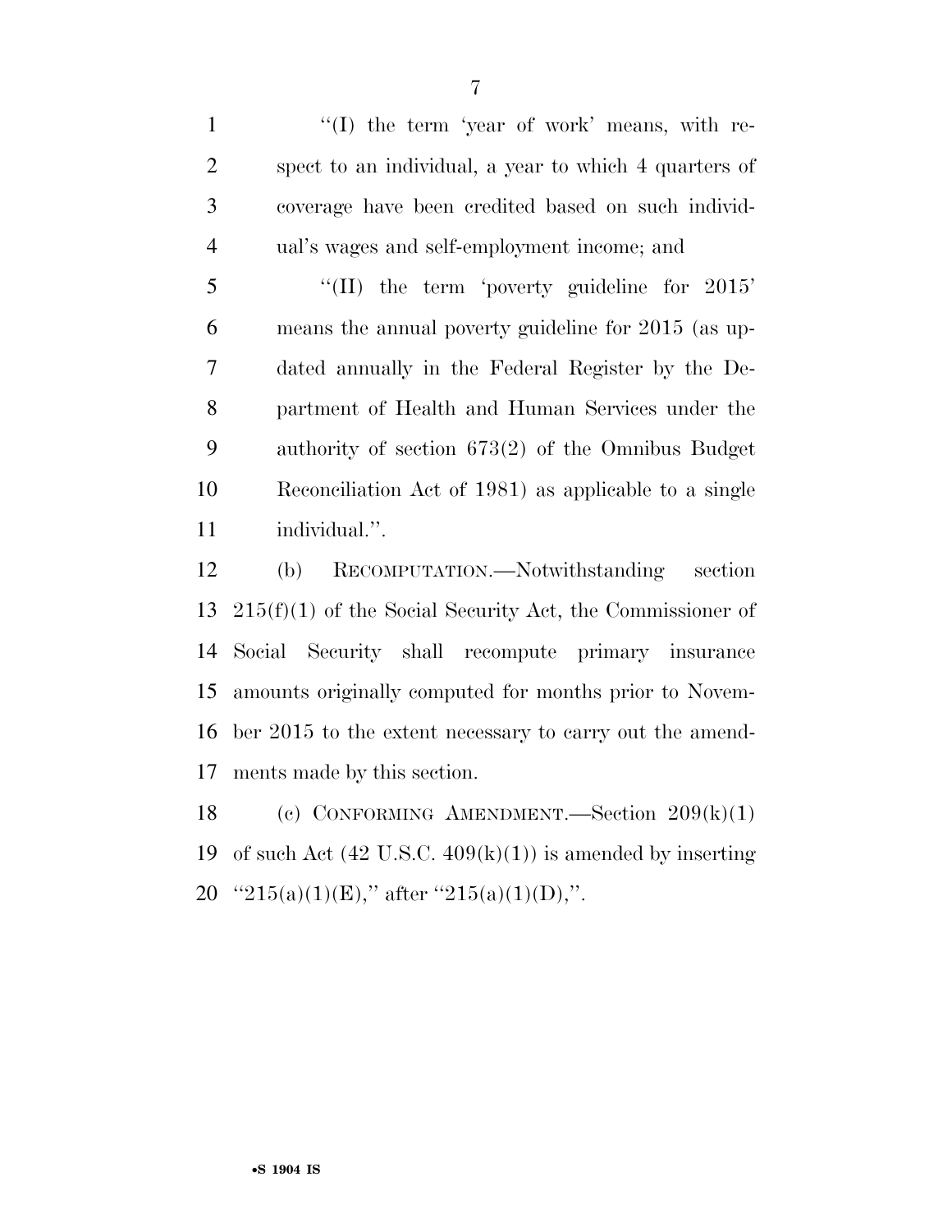''(I) the term 'year of work' means, with respect to an individual, a year to which 4 quarters of coverage have been credited based on such individual's wages and self-employment income; and

''(II) the term 'poverty guideline for 2015' means the annual poverty guideline for 2015 (as updated annually in the Federal Register by the Department of Health and Human Services under the authority of section 673(2) of the Omnibus Budget Reconciliation Act of 1981) as applicable to a single individual.''.

(b) RECOMPUTATION.—Notwithstanding section 215(f)(1) of the Social Security Act, the Commissioner of Social Security shall recompute primary insurance amounts originally computed for months prior to November 2015 to the extent necessary to carry out the amendments made by this section.

(c) CONFORMING AMENDMENT.—Section 209(k)(1) of such Act (42 U.S.C. 409(k)(1)) is amended by inserting ''215(a)(1)(E),'' after ''215(a)(1)(D),''.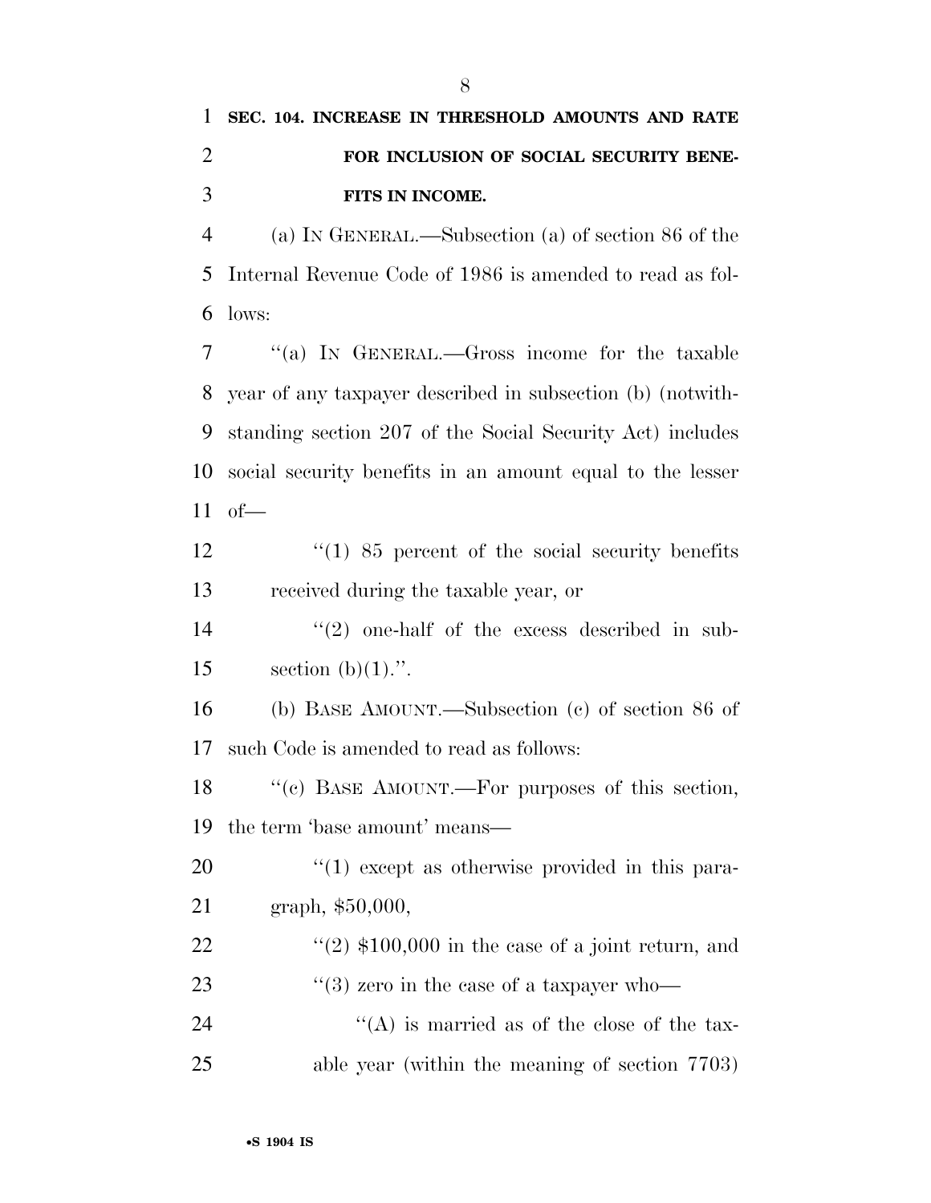**SEC. 104. INCREASE IN THRESHOLD AMOUNTS AND RATE FOR INCLUSION OF SOCIAL SECURITY BENEFITS IN INCOME.**

(a) IN GENERAL.—Subsection (a) of section 86 of the Internal Revenue Code of 1986 is amended to read as follows:

"(a) IN GENERAL.—Gross income for the taxable year of any taxpayer described in subsection (b) (notwithstanding section 207 of the Social Security Act) includes social security benefits in an amount equal to the lesser of—

"(1) 85 percent of the social security benefits received during the taxable year, or

"(2) one-half of the excess described in subsection (b)(1).".

(b) BASE AMOUNT.—Subsection (c) of section 86 of such Code is amended to read as follows:

"(c) BASE AMOUNT.—For purposes of this section, the term 'base amount' means—

"(1) except as otherwise provided in this paragraph, $50,000,

"(2) $100,000 in the case of a joint return, and

"(3) zero in the case of a taxpayer who—

"(A) is married as of the close of the taxable year (within the meaning of section 7703)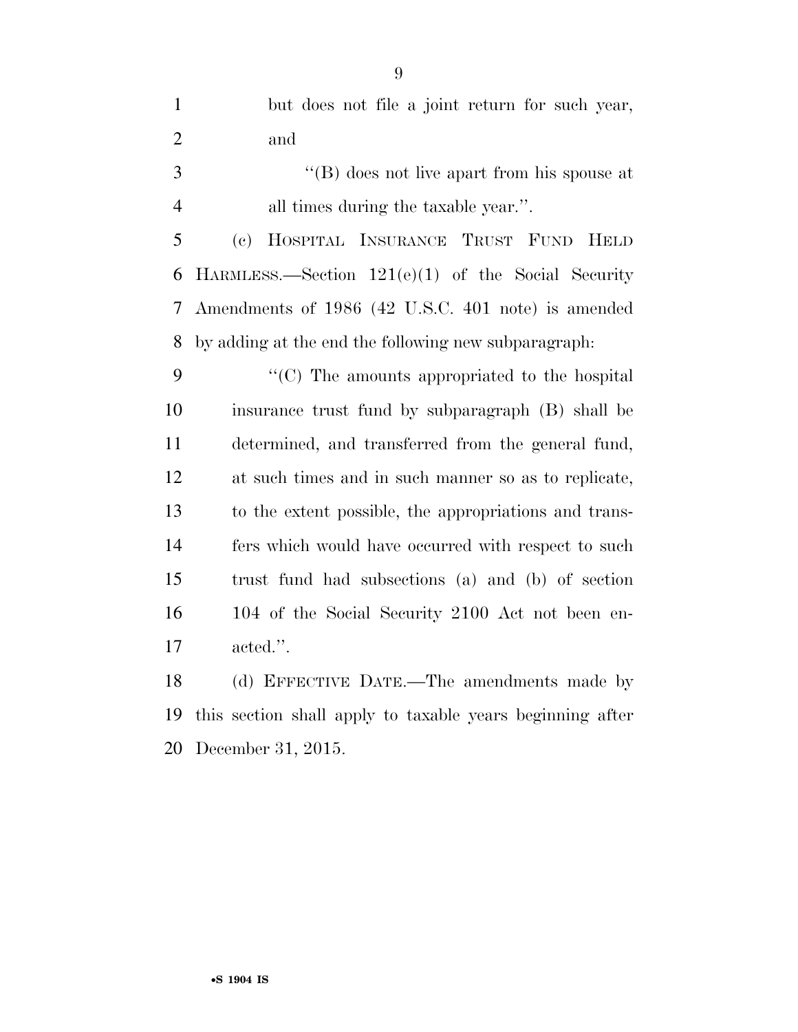but does not file a joint return for such year, and

"(B) does not live apart from his spouse at all times during the taxable year.".

(c) HOSPITAL INSURANCE TRUST FUND HELD HARMLESS.—Section 121(e)(1) of the Social Security Amendments of 1986 (42 U.S.C. 401 note) is amended by adding at the end the following new subparagraph:

"(C) The amounts appropriated to the hospital insurance trust fund by subparagraph (B) shall be determined, and transferred from the general fund, at such times and in such manner so as to replicate, to the extent possible, the appropriations and transfers which would have occurred with respect to such trust fund had subsections (a) and (b) of section 104 of the Social Security 2100 Act not been enacted.".

(d) EFFECTIVE DATE.—The amendments made by this section shall apply to taxable years beginning after December 31, 2015.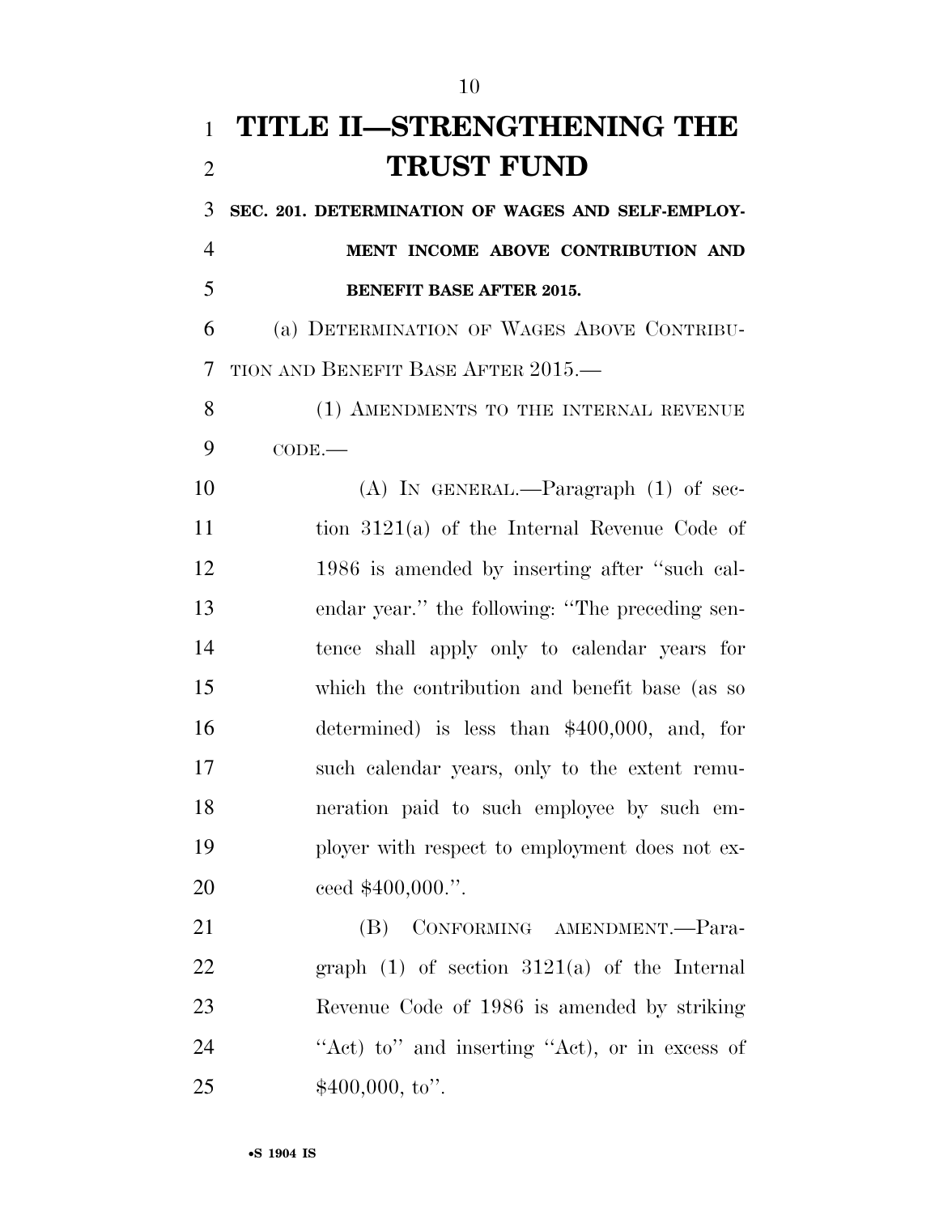# TITLE II—STRENGTHENING THE TRUST FUND

### SEC. 201. DETERMINATION OF WAGES AND SELF-EMPLOYMENT INCOME ABOVE CONTRIBUTION AND BENEFIT BASE AFTER 2015.

(a) DETERMINATION OF WAGES ABOVE CONTRIBUTION AND BENEFIT BASE AFTER 2015.—

(1) AMENDMENTS TO THE INTERNAL REVENUE CODE.—

(A) IN GENERAL.—Paragraph (1) of section 3121(a) of the Internal Revenue Code of 1986 is amended by inserting after "such calendar year." the following: "The preceding sentence shall apply only to calendar years for which the contribution and benefit base (as so determined) is less than $400,000, and, for such calendar years, only to the extent remuneration paid to such employee by such employer with respect to employment does not exceed $400,000.".

(B) CONFORMING AMENDMENT.—Paragraph (1) of section 3121(a) of the Internal Revenue Code of 1986 is amended by striking "Act) to" and inserting "Act), or in excess of $400,000, to".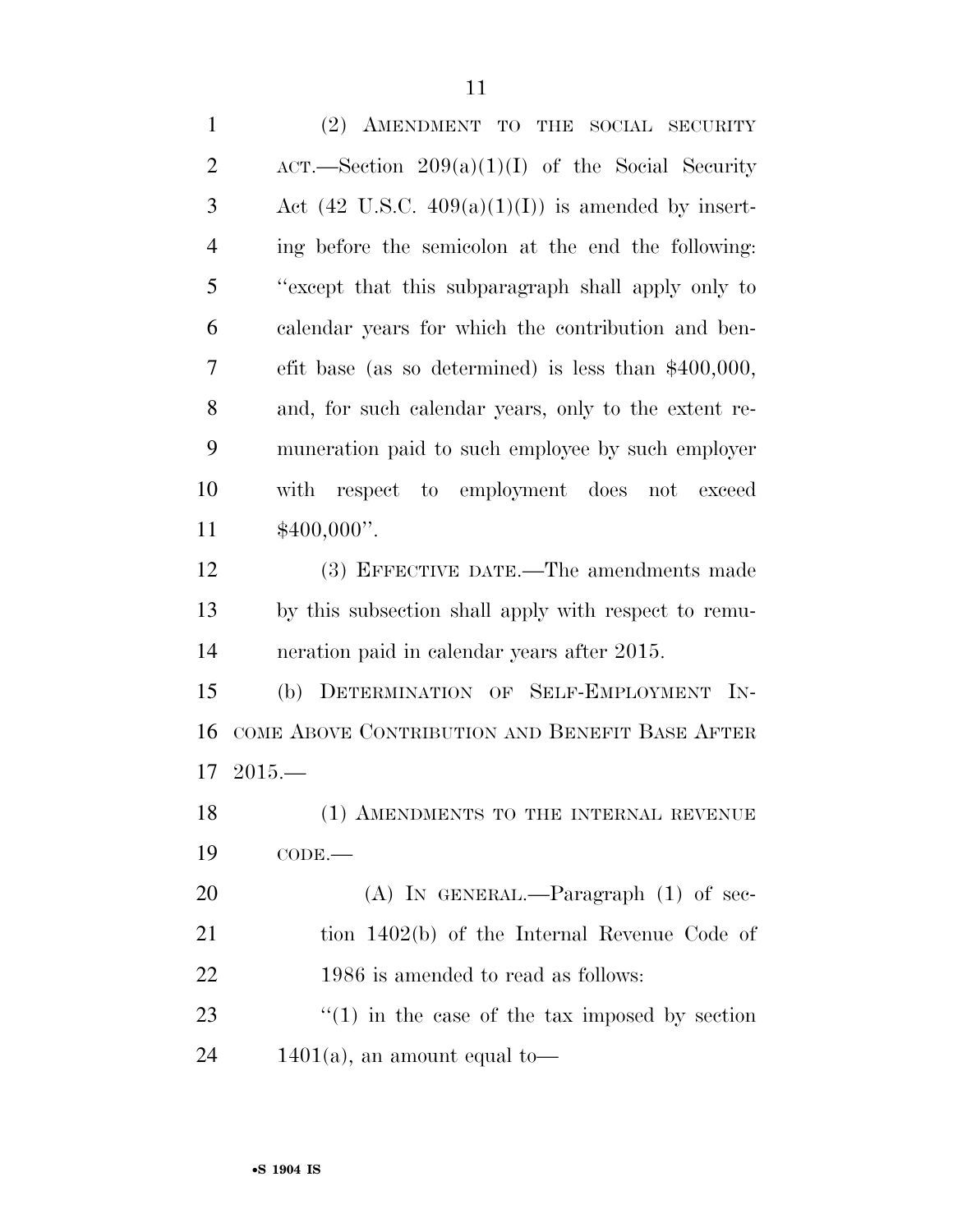(2) AMENDMENT TO THE SOCIAL SECURITY ACT.—Section 209(a)(1)(I) of the Social Security Act (42 U.S.C. 409(a)(1)(I)) is amended by inserting before the semicolon at the end the following: ''except that this subparagraph shall apply only to calendar years for which the contribution and benefit base (as so determined) is less than $400,000, and, for such calendar years, only to the extent remuneration paid to such employee by such employer with respect to employment does not exceed $400,000''.

(3) EFFECTIVE DATE.—The amendments made by this subsection shall apply with respect to remuneration paid in calendar years after 2015.

(b) DETERMINATION OF SELF-EMPLOYMENT INCOME ABOVE CONTRIBUTION AND BENEFIT BASE AFTER 2015.—

(1) AMENDMENTS TO THE INTERNAL REVENUE CODE.—

(A) IN GENERAL.—Paragraph (1) of section 1402(b) of the Internal Revenue Code of 1986 is amended to read as follows:

''(1) in the case of the tax imposed by section 1401(a), an amount equal to—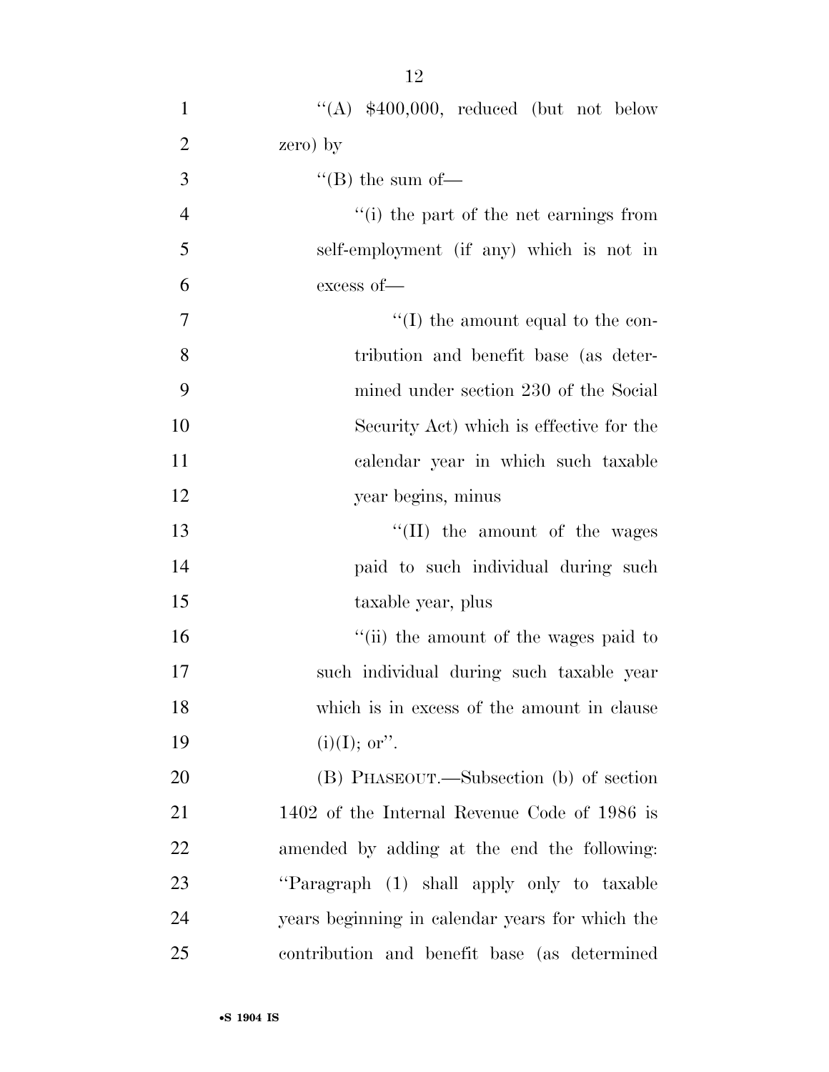"(A) $400,000, reduced (but not below zero) by

"(B) the sum of—

"(i) the part of the net earnings from self-employment (if any) which is not in excess of—

"(I) the amount equal to the contribution and benefit base (as determined under section 230 of the Social Security Act) which is effective for the calendar year in which such taxable year begins, minus

"(II) the amount of the wages paid to such individual during such taxable year, plus

"(ii) the amount of the wages paid to such individual during such taxable year which is in excess of the amount in clause (i)(I); or".

(B) PHASEOUT.—Subsection (b) of section 1402 of the Internal Revenue Code of 1986 is amended by adding at the end the following: "Paragraph (1) shall apply only to taxable years beginning in calendar years for which the contribution and benefit base (as determined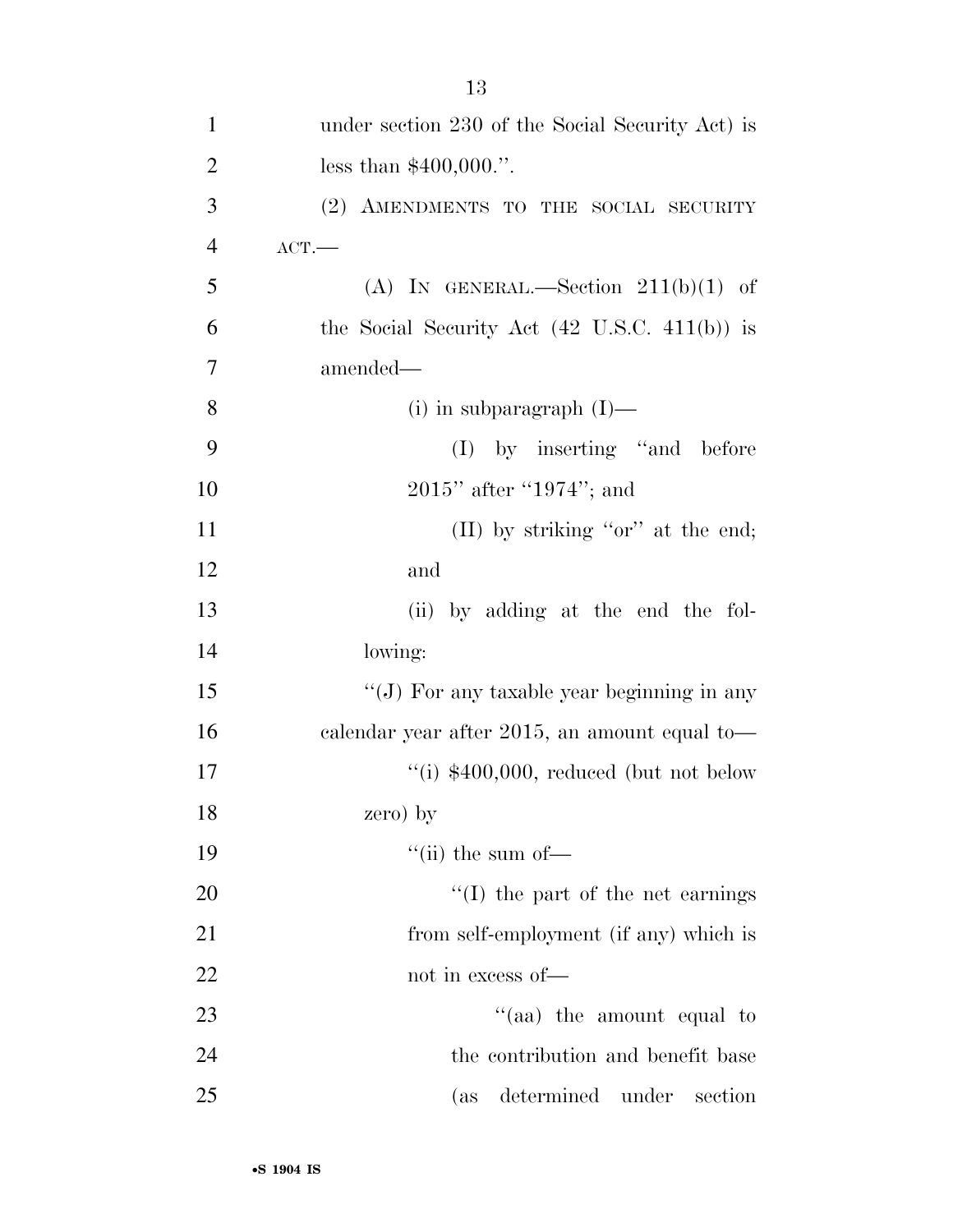under section 230 of the Social Security Act) is less than $400,000.''.

(2) AMENDMENTS TO THE SOCIAL SECURITY ACT.—

(A) IN GENERAL.—Section 211(b)(1) of the Social Security Act (42 U.S.C. 411(b)) is amended—

(i) in subparagraph (I)—

(I) by inserting ''and before 2015'' after ''1974''; and

(II) by striking ''or'' at the end; and

(ii) by adding at the end the following:

''(J) For any taxable year beginning in any calendar year after 2015, an amount equal to—

''(i) $400,000, reduced (but not below zero) by

''(ii) the sum of—

''(I) the part of the net earnings from self-employment (if any) which is not in excess of—

''(aa) the amount equal to the contribution and benefit base (as determined under section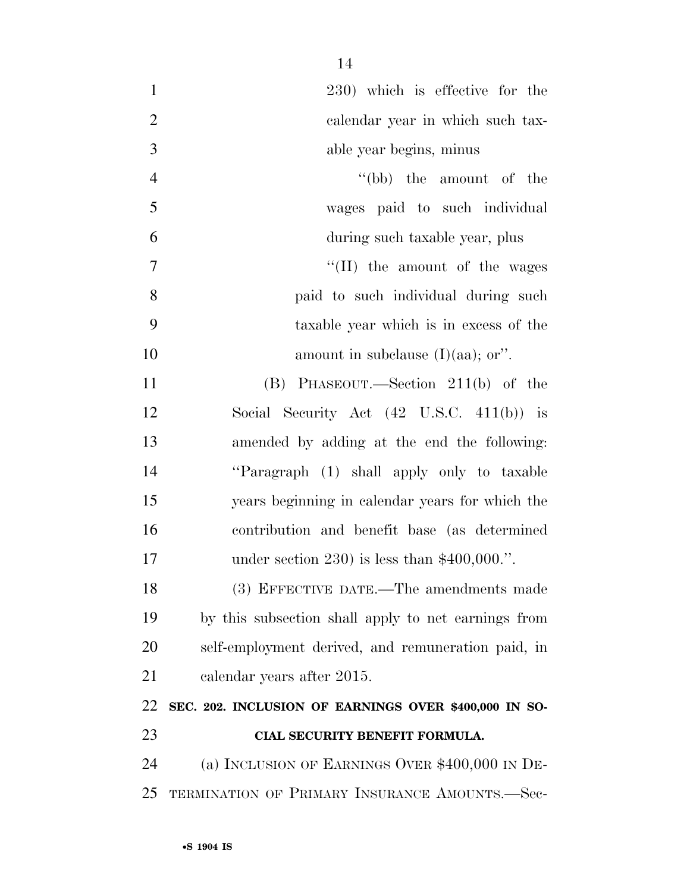230) which is effective for the calendar year in which such taxable year begins, minus

"(bb) the amount of the wages paid to such individual during such taxable year, plus

"(II) the amount of the wages paid to such individual during such taxable year which is in excess of the amount in subclause (I)(aa); or".

(B) PHASEOUT.—Section 211(b) of the Social Security Act (42 U.S.C. 411(b)) is amended by adding at the end the following: "Paragraph (1) shall apply only to taxable years beginning in calendar years for which the contribution and benefit base (as determined under section 230) is less than $400,000.".

(3) EFFECTIVE DATE.—The amendments made by this subsection shall apply to net earnings from self-employment derived, and remuneration paid, in calendar years after 2015.

**SEC. 202. INCLUSION OF EARNINGS OVER $400,000 IN SOCIAL SECURITY BENEFIT FORMULA.**

(a) INCLUSION OF EARNINGS OVER $400,000 IN DETERMINATION OF PRIMARY INSURANCE AMOUNTS.—Sec-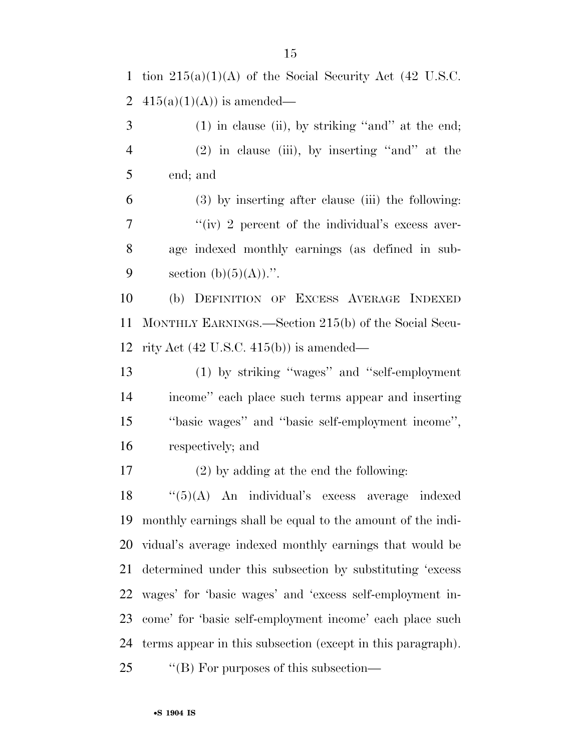tion 215(a)(1)(A) of the Social Security Act (42 U.S.C. 415(a)(1)(A)) is amended—

(1) in clause (ii), by striking "and" at the end;

(2) in clause (iii), by inserting "and" at the end; and

(3) by inserting after clause (iii) the following:

"(iv) 2 percent of the individual's excess average indexed monthly earnings (as defined in subsection (b)(5)(A)).".

(b) DEFINITION OF EXCESS AVERAGE INDEXED MONTHLY EARNINGS.—Section 215(b) of the Social Security Act (42 U.S.C. 415(b)) is amended—

(1) by striking "wages" and "self-employment income" each place such terms appear and inserting "basic wages" and "basic self-employment income", respectively; and

(2) by adding at the end the following:

"(5)(A) An individual's excess average indexed monthly earnings shall be equal to the amount of the individual's average indexed monthly earnings that would be determined under this subsection by substituting 'excess wages' for 'basic wages' and 'excess self-employment income' for 'basic self-employment income' each place such terms appear in this subsection (except in this paragraph).

"(B) For purposes of this subsection—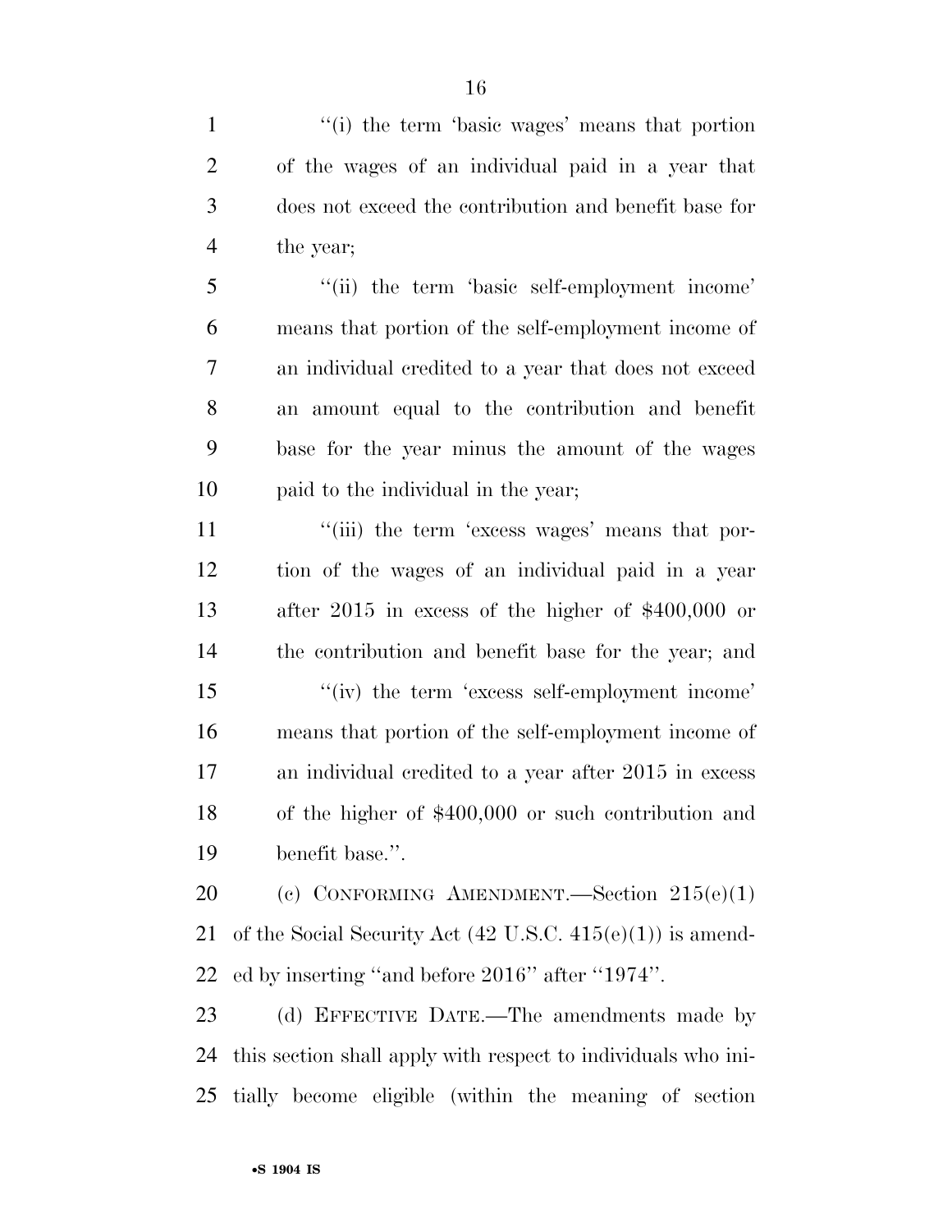"(i) the term 'basic wages' means that portion of the wages of an individual paid in a year that does not exceed the contribution and benefit base for the year;

"(ii) the term 'basic self-employment income' means that portion of the self-employment income of an individual credited to a year that does not exceed an amount equal to the contribution and benefit base for the year minus the amount of the wages paid to the individual in the year;

"(iii) the term 'excess wages' means that portion of the wages of an individual paid in a year after 2015 in excess of the higher of $400,000 or the contribution and benefit base for the year; and

"(iv) the term 'excess self-employment income' means that portion of the self-employment income of an individual credited to a year after 2015 in excess of the higher of $400,000 or such contribution and benefit base.".

(c) CONFORMING AMENDMENT.—Section 215(e)(1) of the Social Security Act (42 U.S.C. 415(e)(1)) is amended by inserting "and before 2016" after "1974".

(d) EFFECTIVE DATE.—The amendments made by this section shall apply with respect to individuals who initially become eligible (within the meaning of section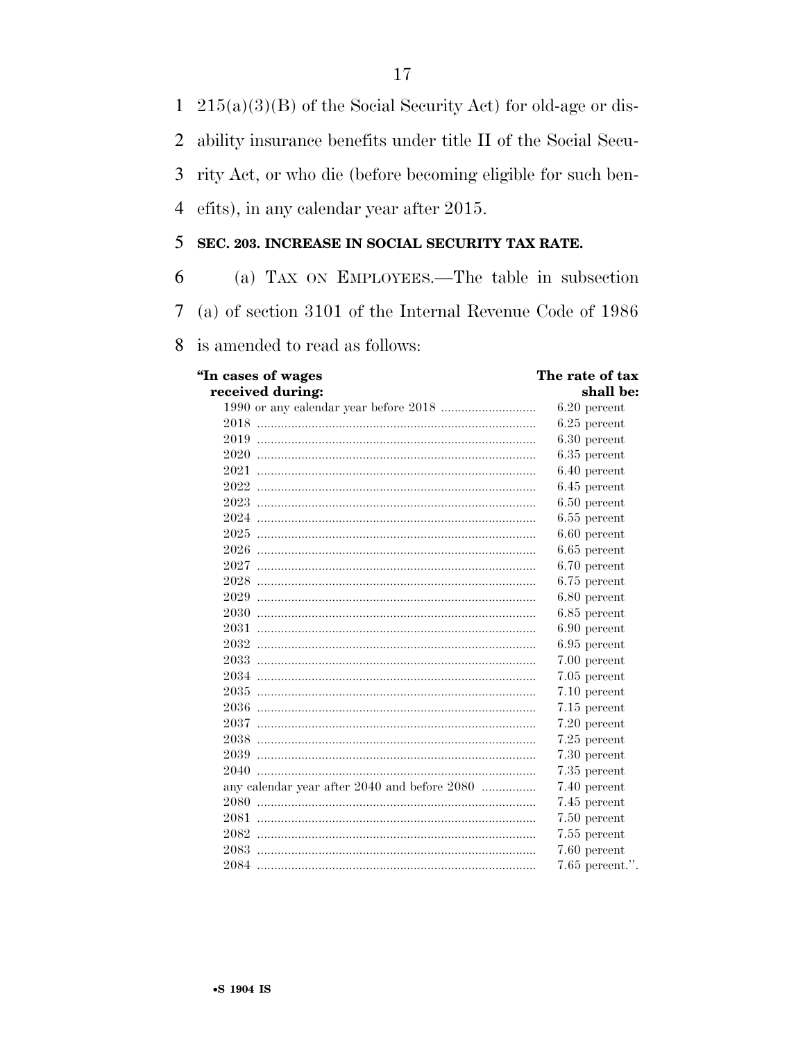215(a)(3)(B) of the Social Security Act) for old-age or disability insurance benefits under title II of the Social Security Act, or who die (before becoming eligible for such benefits), in any calendar year after 2015.

**SEC. 203. INCREASE IN SOCIAL SECURITY TAX RATE.**

(a) TAX ON EMPLOYEES.—The table in subsection (a) of section 3101 of the Internal Revenue Code of 1986 is amended to read as follows:

| "In cases of wages received during: | The rate of tax shall be: |
| --- | --- |
| 1990 or any calendar year before 2018 | 6.20 percent |
| 2018 | 6.25 percent |
| 2019 | 6.30 percent |
| 2020 | 6.35 percent |
| 2021 | 6.40 percent |
| 2022 | 6.45 percent |
| 2023 | 6.50 percent |
| 2024 | 6.55 percent |
| 2025 | 6.60 percent |
| 2026 | 6.65 percent |
| 2027 | 6.70 percent |
| 2028 | 6.75 percent |
| 2029 | 6.80 percent |
| 2030 | 6.85 percent |
| 2031 | 6.90 percent |
| 2032 | 6.95 percent |
| 2033 | 7.00 percent |
| 2034 | 7.05 percent |
| 2035 | 7.10 percent |
| 2036 | 7.15 percent |
| 2037 | 7.20 percent |
| 2038 | 7.25 percent |
| 2039 | 7.30 percent |
| 2040 | 7.35 percent |
| any calendar year after 2040 and before 2080 | 7.40 percent |
| 2080 | 7.45 percent |
| 2081 | 7.50 percent |
| 2082 | 7.55 percent |
| 2083 | 7.60 percent |
| 2084 | 7.65 percent.". |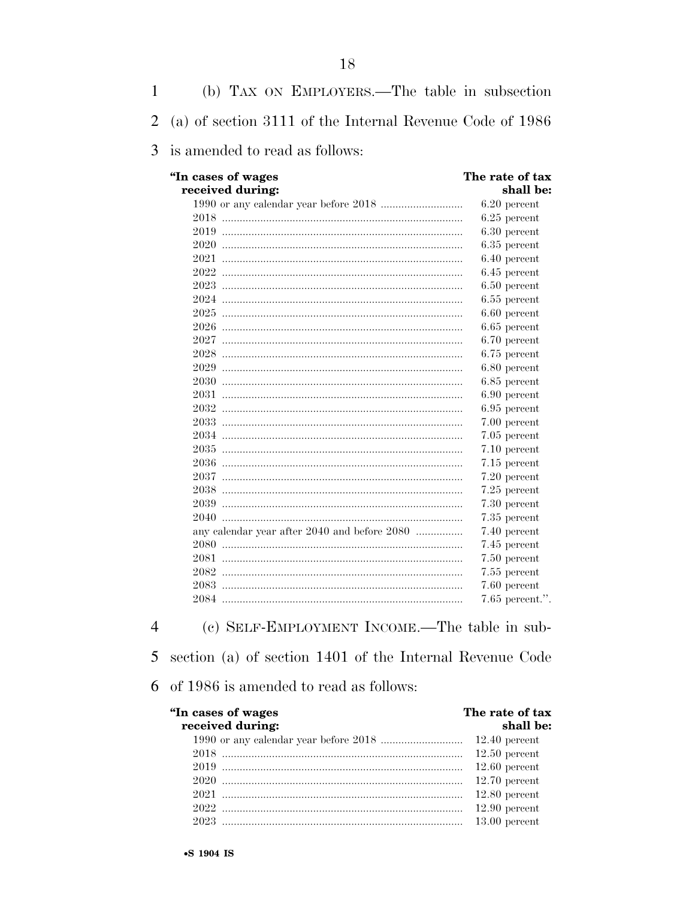(b) TAX ON EMPLOYERS.—The table in subsection (a) of section 3111 of the Internal Revenue Code of 1986 is amended to read as follows:

| "In cases of wages received during: | The rate of tax shall be: |
|---|---|
| 1990 or any calendar year before 2018 | 6.20 percent |
| 2018 | 6.25 percent |
| 2019 | 6.30 percent |
| 2020 | 6.35 percent |
| 2021 | 6.40 percent |
| 2022 | 6.45 percent |
| 2023 | 6.50 percent |
| 2024 | 6.55 percent |
| 2025 | 6.60 percent |
| 2026 | 6.65 percent |
| 2027 | 6.70 percent |
| 2028 | 6.75 percent |
| 2029 | 6.80 percent |
| 2030 | 6.85 percent |
| 2031 | 6.90 percent |
| 2032 | 6.95 percent |
| 2033 | 7.00 percent |
| 2034 | 7.05 percent |
| 2035 | 7.10 percent |
| 2036 | 7.15 percent |
| 2037 | 7.20 percent |
| 2038 | 7.25 percent |
| 2039 | 7.30 percent |
| 2040 | 7.35 percent |
| any calendar year after 2040 and before 2080 | 7.40 percent |
| 2080 | 7.45 percent |
| 2081 | 7.50 percent |
| 2082 | 7.55 percent |
| 2083 | 7.60 percent |
| 2084 | 7.65 percent.". |

(c) SELF-EMPLOYMENT INCOME.—The table in subsection (a) of section 1401 of the Internal Revenue Code of 1986 is amended to read as follows:

| "In cases of wages received during: | The rate of tax shall be: |
|---|---|
| 1990 or any calendar year before 2018 | 12.40 percent |
| 2018 | 12.50 percent |
| 2019 | 12.60 percent |
| 2020 | 12.70 percent |
| 2021 | 12.80 percent |
| 2022 | 12.90 percent |
| 2023 | 13.00 percent |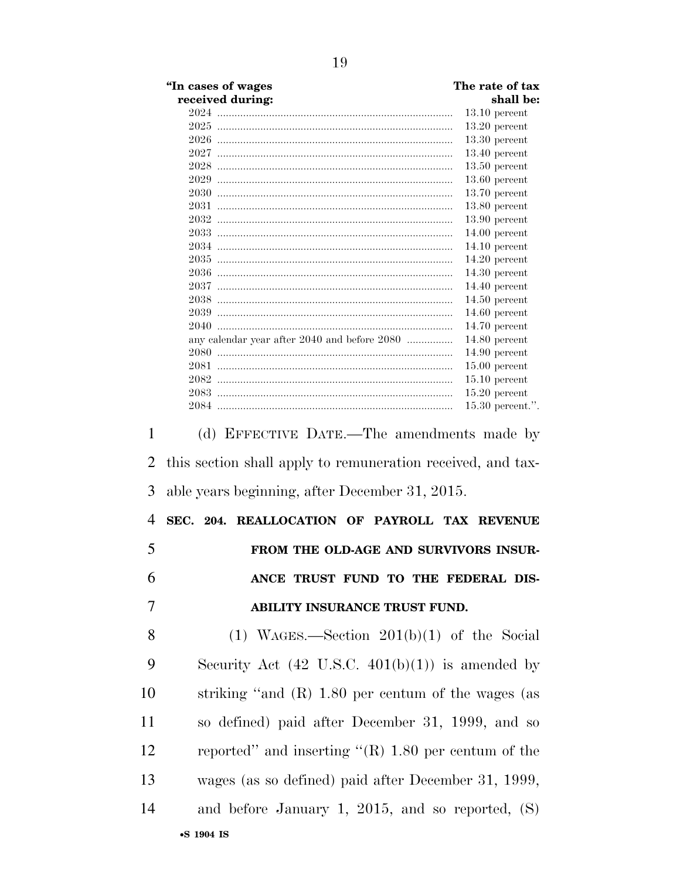| "In cases of wages received during: | The rate of tax shall be: |
|---|---|
| 2024 | 13.10 percent |
| 2025 | 13.20 percent |
| 2026 | 13.30 percent |
| 2027 | 13.40 percent |
| 2028 | 13.50 percent |
| 2029 | 13.60 percent |
| 2030 | 13.70 percent |
| 2031 | 13.80 percent |
| 2032 | 13.90 percent |
| 2033 | 14.00 percent |
| 2034 | 14.10 percent |
| 2035 | 14.20 percent |
| 2036 | 14.30 percent |
| 2037 | 14.40 percent |
| 2038 | 14.50 percent |
| 2039 | 14.60 percent |
| 2040 | 14.70 percent |
| any calendar year after 2040 and before 2080 | 14.80 percent |
| 2080 | 14.90 percent |
| 2081 | 15.00 percent |
| 2082 | 15.10 percent |
| 2083 | 15.20 percent |
| 2084 | 15.30 percent.". |

(d) EFFECTIVE DATE.—The amendments made by this section shall apply to remuneration received, and taxable years beginning, after December 31, 2015.

**SEC. 204. REALLOCATION OF PAYROLL TAX REVENUE FROM THE OLD-AGE AND SURVIVORS INSURANCE TRUST FUND TO THE FEDERAL DISABILITY INSURANCE TRUST FUND.**

(1) WAGES.—Section 201(b)(1) of the Social Security Act (42 U.S.C. 401(b)(1)) is amended by striking "and (R) 1.80 per centum of the wages (as so defined) paid after December 31, 1999, and so reported" and inserting "(R) 1.80 per centum of the wages (as so defined) paid after December 31, 1999, and before January 1, 2015, and so reported, (S)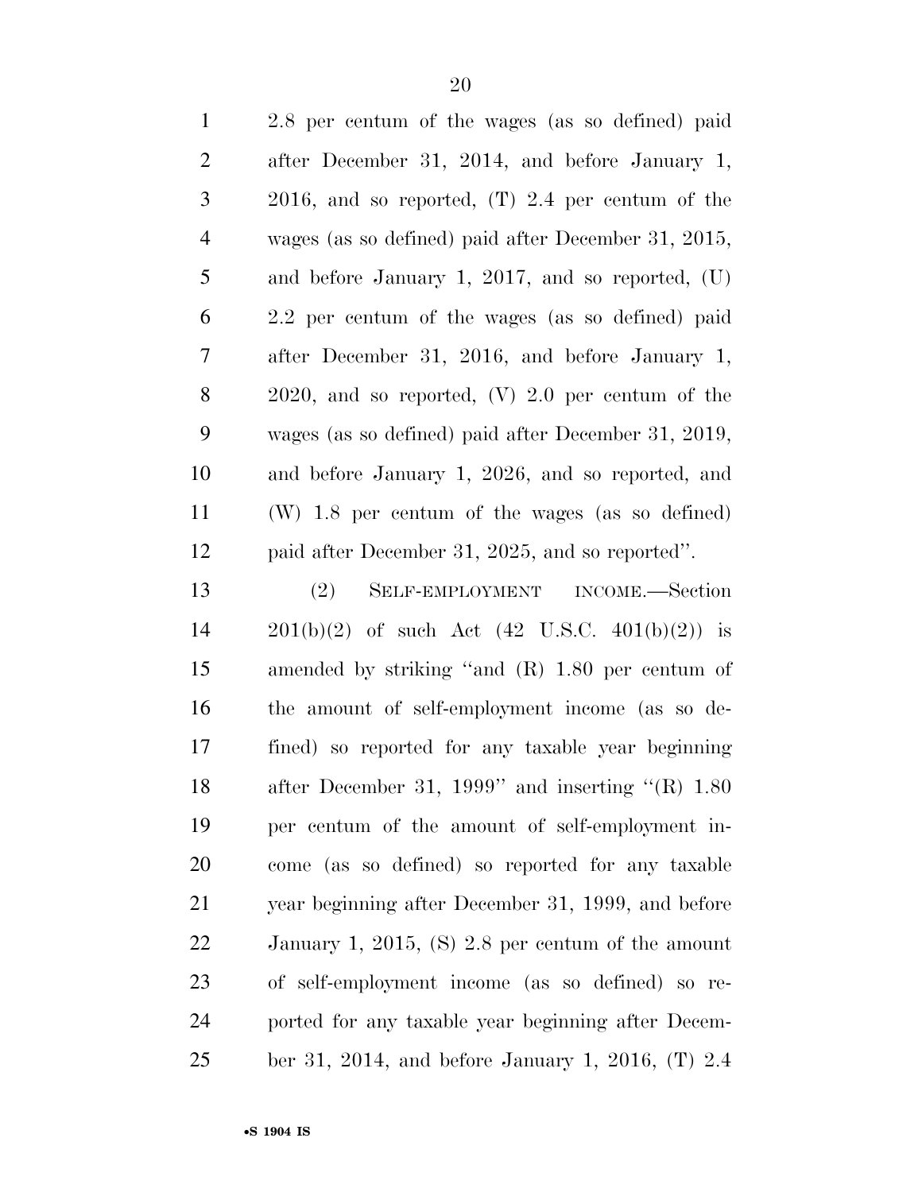2.8 per centum of the wages (as so defined) paid after December 31, 2014, and before January 1, 2016, and so reported, (T) 2.4 per centum of the wages (as so defined) paid after December 31, 2015, and before January 1, 2017, and so reported, (U) 2.2 per centum of the wages (as so defined) paid after December 31, 2016, and before January 1, 2020, and so reported, (V) 2.0 per centum of the wages (as so defined) paid after December 31, 2019, and before January 1, 2026, and so reported, and (W) 1.8 per centum of the wages (as so defined) paid after December 31, 2025, and so reported''.

(2) SELF-EMPLOYMENT INCOME.—Section 201(b)(2) of such Act (42 U.S.C. 401(b)(2)) is amended by striking ''and (R) 1.80 per centum of the amount of self-employment income (as so defined) so reported for any taxable year beginning after December 31, 1999'' and inserting ''(R) 1.80 per centum of the amount of self-employment income (as so defined) so reported for any taxable year beginning after December 31, 1999, and before January 1, 2015, (S) 2.8 per centum of the amount of self-employment income (as so defined) so reported for any taxable year beginning after December 31, 2014, and before January 1, 2016, (T) 2.4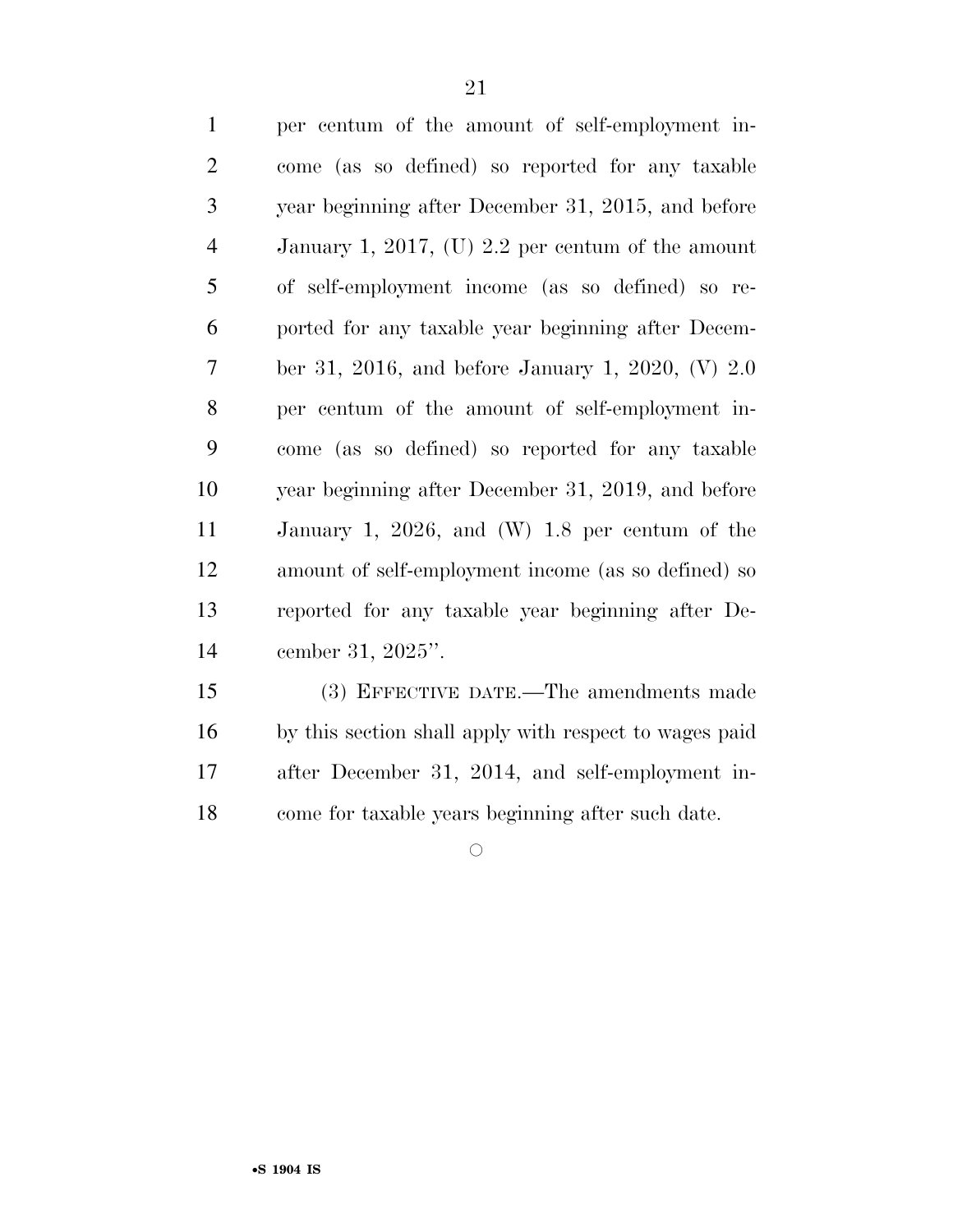per centum of the amount of self-employment income (as so defined) so reported for any taxable year beginning after December 31, 2015, and before January 1, 2017, (U) 2.2 per centum of the amount of self-employment income (as so defined) so reported for any taxable year beginning after December 31, 2016, and before January 1, 2020, (V) 2.0 per centum of the amount of self-employment income (as so defined) so reported for any taxable year beginning after December 31, 2019, and before January 1, 2026, and (W) 1.8 per centum of the amount of self-employment income (as so defined) so reported for any taxable year beginning after December 31, 2025''.

(3) EFFECTIVE DATE.—The amendments made by this section shall apply with respect to wages paid after December 31, 2014, and self-employment income for taxable years beginning after such date.

○